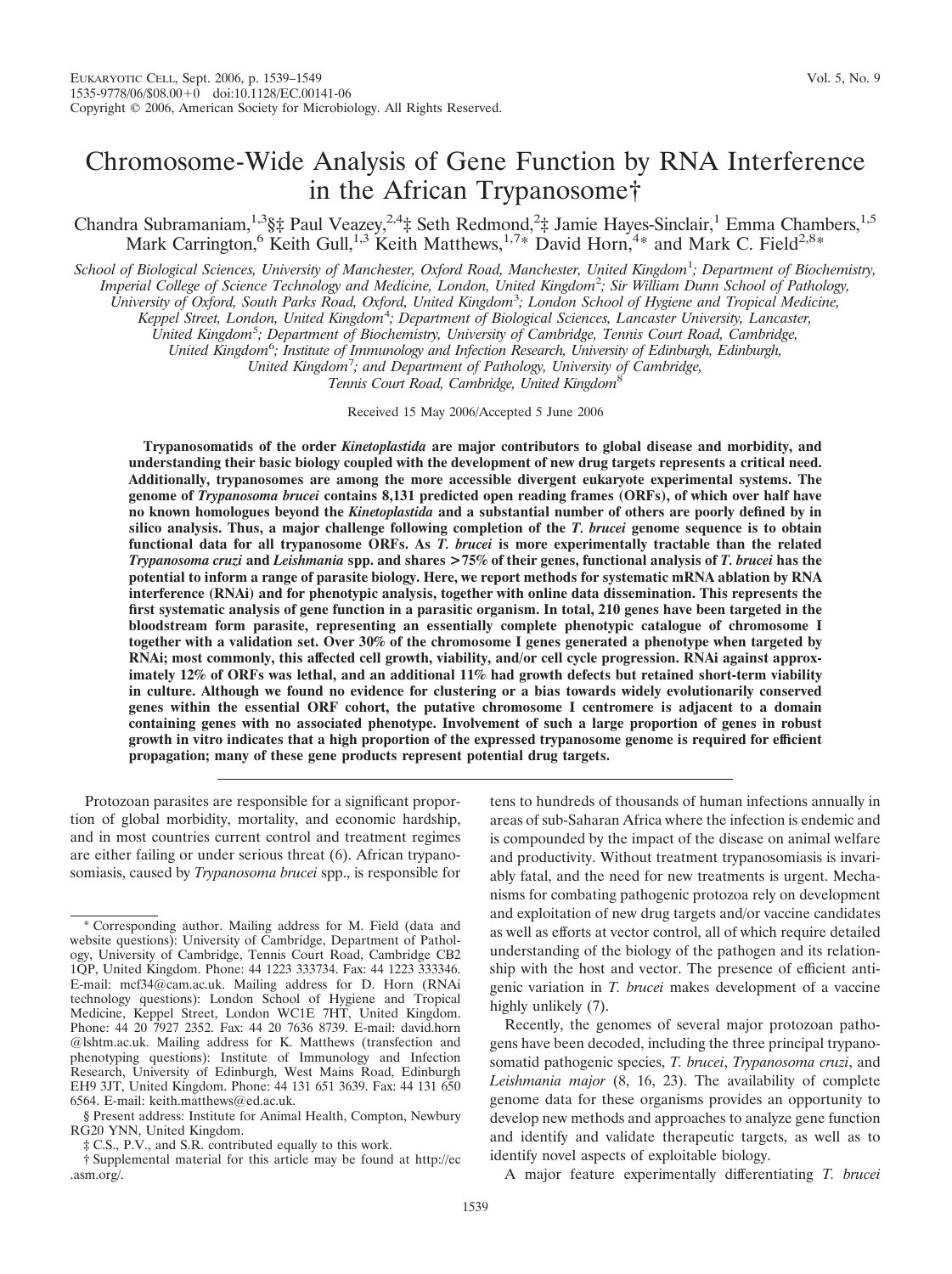# Chromosome-Wide Analysis of Gene Function by RNA Interference in the African Trypanosome†

Chandra Subramaniam,[1,3]§‡ Paul Veazey,[2,4]‡ Seth Redmond,[2]‡ Jamie Hayes-Sinclair,[1] Emma Chambers,[1,5] Mark Carrington,[6] Keith Gull,[1,3] Keith Matthews,[1,7]* David Horn,[4]* and Mark C. Field[2,8]*

*School of Biological Sciences, University of Manchester, Oxford Road, Manchester, United Kingdom*[1]*; Department of Biochemistry, Imperial College of Science Technology and Medicine, London, United Kingdom*[2]*; Sir William Dunn School of Pathology, University of Oxford, South Parks Road, Oxford, United Kingdom*[3]*; London School of Hygiene and Tropical Medicine, Keppel Street, London, United Kingdom*[4]*; Department of Biological Sciences, Lancaster University, Lancaster, United Kingdom*[5]*; Department of Biochemistry, University of Cambridge, Tennis Court Road, Cambridge, United Kingdom*[6]*; Institute of Immunology and Infection Research, University of Edinburgh, Edinburgh, United Kingdom*[7]*; and Department of Pathology, University of Cambridge, Tennis Court Road, Cambridge, United Kingdom*[8]

Received 15 May 2006/Accepted 5 June 2006

**Trypanosomatids of the order *Kinetoplastida* are major contributors to global disease and morbidity, and understanding their basic biology coupled with the development of new drug targets represents a critical need. Additionally, trypanosomes are among the more accessible divergent eukaryote experimental systems. The genome of *Trypanosoma brucei* contains 8,131 predicted open reading frames (ORFs), of which over half have no known homologues beyond the *Kinetoplastida* and a substantial number of others are poorly defined by in silico analysis. Thus, a major challenge following completion of the *T. brucei* genome sequence is to obtain functional data for all trypanosome ORFs. As *T. brucei* is more experimentally tractable than the related *Trypanosoma cruzi* and *Leishmania* spp. and shares >75% of their genes, functional analysis of *T. brucei* has the potential to inform a range of parasite biology. Here, we report methods for systematic mRNA ablation by RNA interference (RNAi) and for phenotypic analysis, together with online data dissemination. This represents the first systematic analysis of gene function in a parasitic organism. In total, 210 genes have been targeted in the bloodstream form parasite, representing an essentially complete phenotypic catalogue of chromosome I together with a validation set. Over 30% of the chromosome I genes generated a phenotype when targeted by RNAi; most commonly, this affected cell growth, viability, and/or cell cycle progression. RNAi against approximately 12% of ORFs was lethal, and an additional 11% had growth defects but retained short-term viability in culture. Although we found no evidence for clustering or a bias towards widely evolutionarily conserved genes within the essential ORF cohort, the putative chromosome I centromere is adjacent to a domain containing genes with no associated phenotype. Involvement of such a large proportion of genes in robust growth in vitro indicates that a high proportion of the expressed trypanosome genome is required for efficient propagation; many of these gene products represent potential drug targets.**

Protozoan parasites are responsible for a significant proportion of global morbidity, mortality, and economic hardship, and in most countries current control and treatment regimes are either failing or under serious threat (6). African trypanosomiasis, caused by *Trypanosoma brucei* spp., is responsible for tens to hundreds of thousands of human infections annually in areas of sub-Saharan Africa where the infection is endemic and is compounded by the impact of the disease on animal welfare and productivity. Without treatment trypanosomiasis is invariably fatal, and the need for new treatments is urgent. Mechanisms for combating pathogenic protozoa rely on development and exploitation of new drug targets and/or vaccine candidates as well as efforts at vector control, all of which require detailed understanding of the biology of the pathogen and its relationship with the host and vector. The presence of efficient antigenic variation in *T. brucei* makes development of a vaccine highly unlikely (7).

Recently, the genomes of several major protozoan pathogens have been decoded, including the three principal trypanosomatid pathogenic species, *T. brucei*, *Trypanosoma cruzi*, and *Leishmania major* (8, 16, 23). The availability of complete genome data for these organisms provides an opportunity to develop new methods and approaches to analyze gene function and identify and validate therapeutic targets, as well as to identify novel aspects of exploitable biology.

A major feature experimentally differentiating *T. brucei*

---

* Corresponding author. Mailing address for M. Field (data and website questions): University of Cambridge, Department of Pathology, University of Cambridge, Tennis Court Road, Cambridge CB2 1QP, United Kingdom. Phone: 44 1223 333734. Fax: 44 1223 333346. E-mail: mcf34@cam.ac.uk. Mailing address for D. Horn (RNAi technology questions): London School of Hygiene and Tropical Medicine, Keppel Street, London WC1E 7HT, United Kingdom. Phone: 44 20 7927 2352. Fax: 44 20 7636 8739. E-mail: david.horn@lshtm.ac.uk. Mailing address for K. Matthews (transfection and phenotyping questions): Institute of Immunology and Infection Research, University of Edinburgh, West Mains Road, Edinburgh EH9 3JT, United Kingdom. Phone: 44 131 651 3639. Fax: 44 131 650 6564. E-mail: keith.matthews@ed.ac.uk.

§ Present address: Institute for Animal Health, Compton, Newbury RG20 YNN, United Kingdom.

‡ C.S., P.V., and S.R. contributed equally to this work.

† Supplemental material for this article may be found at http://ec.asm.org/.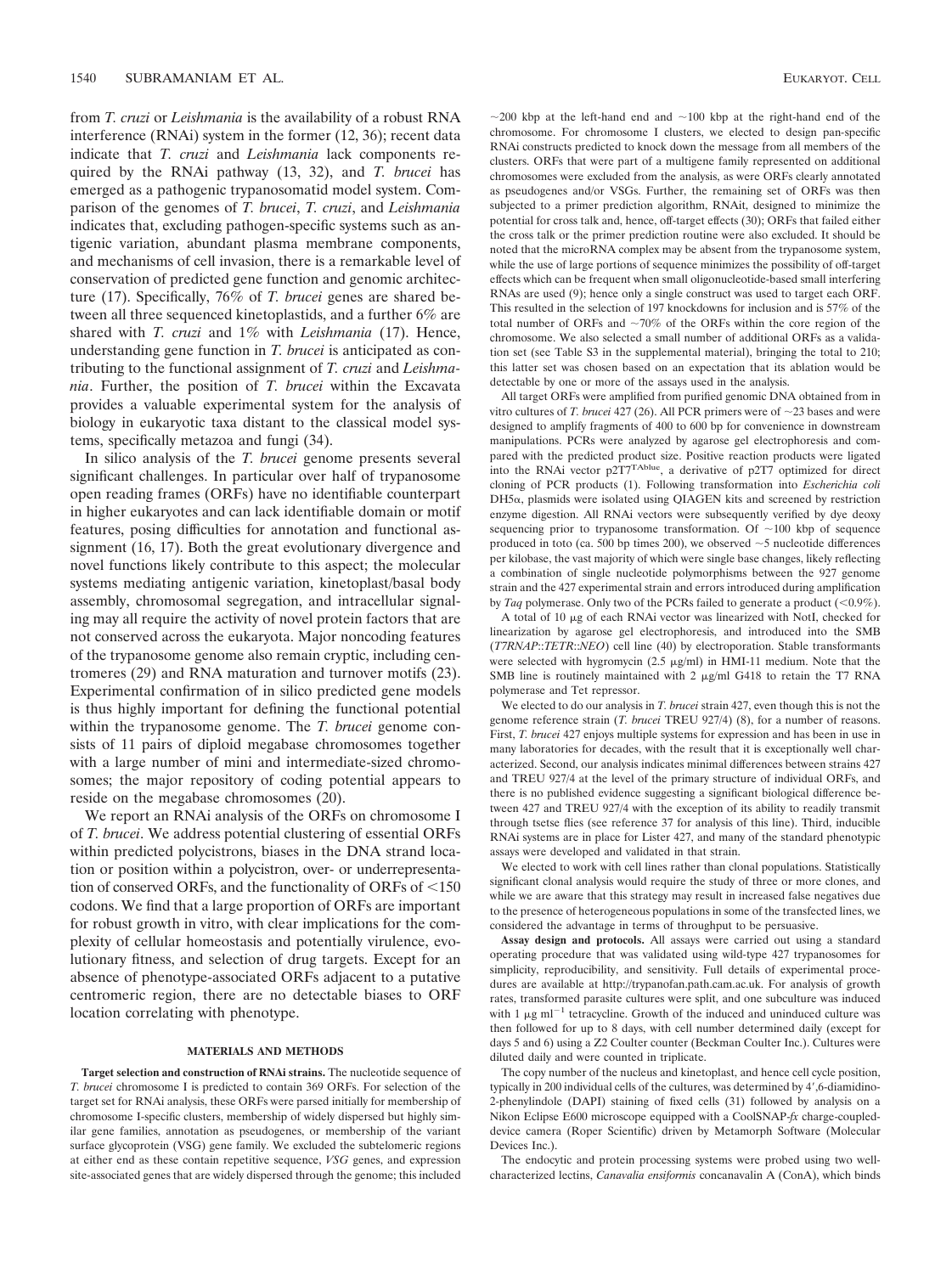from *T. cruzi* or *Leishmania* is the availability of a robust RNA interference (RNAi) system in the former (12, 36); recent data indicate that *T. cruzi* and *Leishmania* lack components required by the RNAi pathway (13, 32), and *T. brucei* has emerged as a pathogenic trypanosomatid model system. Comparison of the genomes of *T. brucei*, *T. cruzi*, and *Leishmania* indicates that, excluding pathogen-specific systems such as antigenic variation, abundant plasma membrane components, and mechanisms of cell invasion, there is a remarkable level of conservation of predicted gene function and genomic architecture (17). Specifically, 76% of *T. brucei* genes are shared between all three sequenced kinetoplastids, and a further 6% are shared with *T. cruzi* and 1% with *Leishmania* (17). Hence, understanding gene function in *T. brucei* is anticipated as contributing to the functional assignment of *T. cruzi* and *Leishmania*. Further, the position of *T. brucei* within the Excavata provides a valuable experimental system for the analysis of biology in eukaryotic taxa distant to the classical model systems, specifically metazoa and fungi (34).

In silico analysis of the *T. brucei* genome presents several significant challenges. In particular over half of trypanosome open reading frames (ORFs) have no identifiable counterpart in higher eukaryotes and can lack identifiable domain or motif features, posing difficulties for annotation and functional assignment (16, 17). Both the great evolutionary divergence and novel functions likely contribute to this aspect; the molecular systems mediating antigenic variation, kinetoplast/basal body assembly, chromosomal segregation, and intracellular signaling may all require the activity of novel protein factors that are not conserved across the eukaryota. Major noncoding features of the trypanosome genome also remain cryptic, including centromeres (29) and RNA maturation and turnover motifs (23). Experimental confirmation of in silico predicted gene models is thus highly important for defining the functional potential within the trypanosome genome. The *T. brucei* genome consists of 11 pairs of diploid megabase chromosomes together with a large number of mini and intermediate-sized chromosomes; the major repository of coding potential appears to reside on the megabase chromosomes (20).

We report an RNAi analysis of the ORFs on chromosome I of *T. brucei*. We address potential clustering of essential ORFs within predicted polycistrons, biases in the DNA strand location or position within a polycistron, over- or underrepresentation of conserved ORFs, and the functionality of ORFs of <150 codons. We find that a large proportion of ORFs are important for robust growth in vitro, with clear implications for the complexity of cellular homeostasis and potentially virulence, evolutionary fitness, and selection of drug targets. Except for an absence of phenotype-associated ORFs adjacent to a putative centromeric region, there are no detectable biases to ORF location correlating with phenotype.

## MATERIALS AND METHODS

**Target selection and construction of RNAi strains.** The nucleotide sequence of *T. brucei* chromosome I is predicted to contain 369 ORFs. For selection of the target set for RNAi analysis, these ORFs were parsed initially for membership of chromosome I-specific clusters, membership of widely dispersed but highly similar gene families, annotation as pseudogenes, or membership of the variant surface glycoprotein (VSG) gene family. We excluded the subtelomeric regions at either end as these contain repetitive sequence, *VSG* genes, and expression site-associated genes that are widely dispersed through the genome; this included ~200 kbp at the left-hand end and ~100 kbp at the right-hand end of the chromosome. For chromosome I clusters, we elected to design pan-specific RNAi constructs predicted to knock down the message from all members of the clusters. ORFs that were part of a multigene family represented on additional chromosomes were excluded from the analysis, as were ORFs clearly annotated as pseudogenes and/or VSGs. Further, the remaining set of ORFs was then subjected to a primer prediction algorithm, RNAit, designed to minimize the potential for cross talk and, hence, off-target effects (30); ORFs that failed either the cross talk or the primer prediction routine were also excluded. It should be noted that the microRNA complex may be absent from the trypanosome system, while the use of large portions of sequence minimizes the possibility of off-target effects which can be frequent when small oligonucleotide-based small interfering RNAs are used (9); hence only a single construct was used to target each ORF. This resulted in the selection of 197 knockdowns for inclusion and is 57% of the total number of ORFs and ~70% of the ORFs within the core region of the chromosome. We also selected a small number of additional ORFs as a validation set (see Table S3 in the supplemental material), bringing the total to 210; this latter set was chosen based on an expectation that its ablation would be detectable by one or more of the assays used in the analysis.

All target ORFs were amplified from purified genomic DNA obtained from in vitro cultures of *T. brucei* 427 (26). All PCR primers were of ~23 bases and were designed to amplify fragments of 400 to 600 bp for convenience in downstream manipulations. PCRs were analyzed by agarose gel electrophoresis and compared with the predicted product size. Positive reaction products were ligated into the RNAi vector p2T7$^{TAblue}$, a derivative of p2T7 optimized for direct cloning of PCR products (1). Following transformation into *Escherichia coli* DH5α, plasmids were isolated using QIAGEN kits and screened by restriction enzyme digestion. All RNAi vectors were subsequently verified by dye deoxy sequencing prior to trypanosome transformation. Of ~100 kbp of sequence produced in toto (ca. 500 bp times 200), we observed ~5 nucleotide differences per kilobase, the vast majority of which were single base changes, likely reflecting a combination of single nucleotide polymorphisms between the 927 genome strain and the 427 experimental strain and errors introduced during amplification by *Taq* polymerase. Only two of the PCRs failed to generate a product (<0.9%).

A total of 10 μg of each RNAi vector was linearized with NotI, checked for linearization by agarose gel electrophoresis, and introduced into the SMB (*T7RNAP*::*TETR*::*NEO*) cell line (40) by electroporation. Stable transformants were selected with hygromycin (2.5 μg/ml) in HMI-11 medium. Note that the SMB line is routinely maintained with 2 μg/ml G418 to retain the T7 RNA polymerase and Tet repressor.

We elected to do our analysis in *T. brucei* strain 427, even though this is not the genome reference strain (*T. brucei* TREU 927/4) (8), for a number of reasons. First, *T. brucei* 427 enjoys multiple systems for expression and has been in use in many laboratories for decades, with the result that it is exceptionally well characterized. Second, our analysis indicates minimal differences between strains 427 and TREU 927/4 at the level of the primary structure of individual ORFs, and there is no published evidence suggesting a significant biological difference between 427 and TREU 927/4 with the exception of its ability to readily transmit through tsetse flies (see reference 37 for analysis of this line). Third, inducible RNAi systems are in place for Lister 427, and many of the standard phenotypic assays were developed and validated in that strain.

We elected to work with cell lines rather than clonal populations. Statistically significant clonal analysis would require the study of three or more clones, and while we are aware that this strategy may result in increased false negatives due to the presence of heterogeneous populations in some of the transfected lines, we considered the advantage in terms of throughput to be persuasive.

**Assay design and protocols.** All assays were carried out using a standard operating procedure that was validated using wild-type 427 trypanosomes for simplicity, reproducibility, and sensitivity. Full details of experimental procedures are available at http://trypanofan.path.cam.ac.uk. For analysis of growth rates, transformed parasite cultures were split, and one subculture was induced with 1 μg ml$^{-1}$ tetracycline. Growth of the induced and uninduced culture was then followed for up to 8 days, with cell number determined daily (except for days 5 and 6) using a Z2 Coulter counter (Beckman Coulter Inc.). Cultures were diluted daily and were counted in triplicate.

The copy number of the nucleus and kinetoplast, and hence cell cycle position, typically in 200 individual cells of the cultures, was determined by 4′,6-diamidino-2-phenylindole (DAPI) staining of fixed cells (31) followed by analysis on a Nikon Eclipse E600 microscope equipped with a CoolSNAP-*fx* charge-coupled-device camera (Roper Scientific) driven by Metamorph Software (Molecular Devices Inc.).

The endocytic and protein processing systems were probed using two well-characterized lectins, *Canavalia ensiformis* concanavalin A (ConA), which binds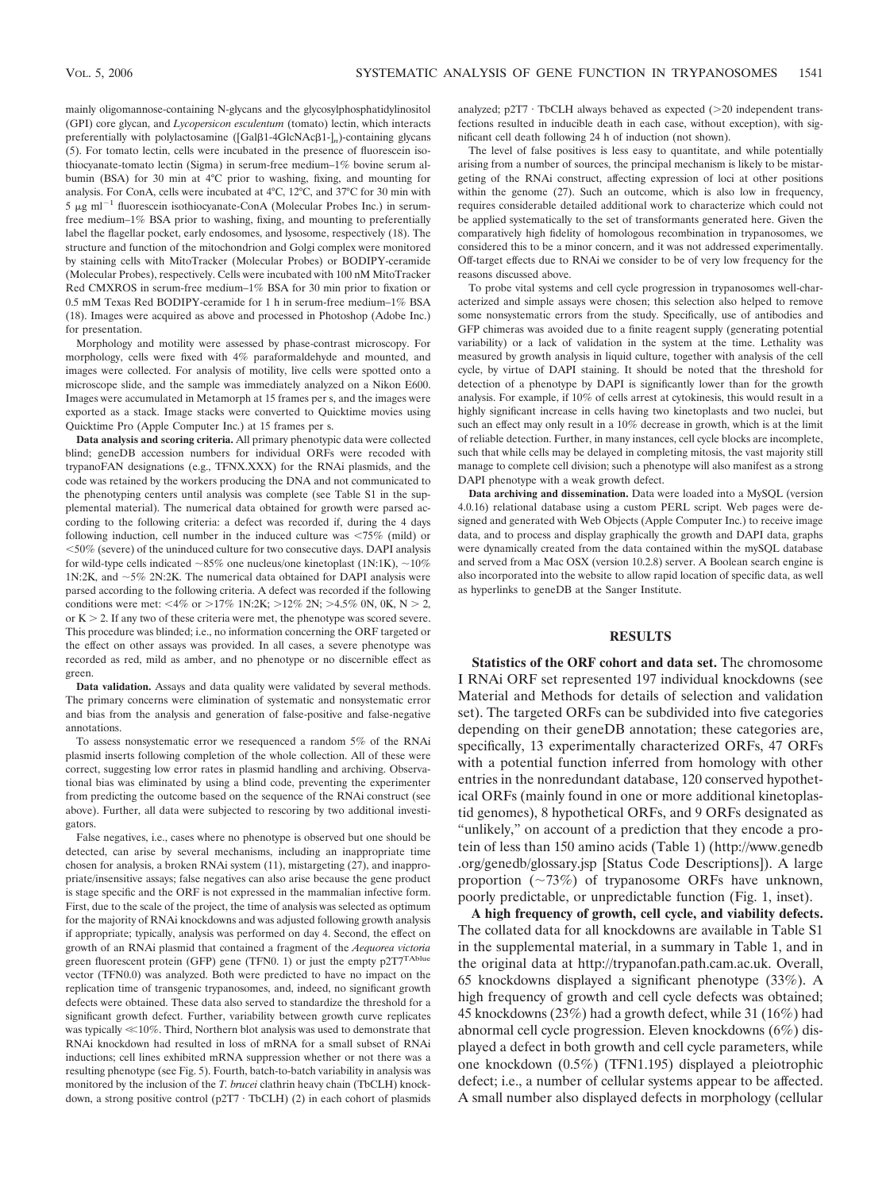mainly oligomannose-containing N-glycans and the glycosylphosphatidylinositol (GPI) core glycan, and *Lycopersicon esculentum* (tomato) lectin, which interacts preferentially with polylactosamine ([Galβ1-4GlcNAcβ1-]$_n$)-containing glycans (5). For tomato lectin, cells were incubated in the presence of fluorescein isothiocyanate-tomato lectin (Sigma) in serum-free medium–1% bovine serum albumin (BSA) for 30 min at 4°C prior to washing, fixing, and mounting for analysis. For ConA, cells were incubated at 4°C, 12°C, and 37°C for 30 min with 5 μg ml$^{-1}$ fluorescein isothiocyanate-ConA (Molecular Probes Inc.) in serum-free medium–1% BSA prior to washing, fixing, and mounting to preferentially label the flagellar pocket, early endosomes, and lysosome, respectively (18). The structure and function of the mitochondrion and Golgi complex were monitored by staining cells with MitoTracker (Molecular Probes) or BODIPY-ceramide (Molecular Probes), respectively. Cells were incubated with 100 nM MitoTracker Red CMXROS in serum-free medium–1% BSA for 30 min prior to fixation or 0.5 mM Texas Red BODIPY-ceramide for 1 h in serum-free medium–1% BSA (18). Images were acquired as above and processed in Photoshop (Adobe Inc.) for presentation.

Morphology and motility were assessed by phase-contrast microscopy. For morphology, cells were fixed with 4% paraformaldehyde and mounted, and images were collected. For analysis of motility, live cells were spotted onto a microscope slide, and the sample was immediately analyzed on a Nikon E600. Images were accumulated in Metamorph at 15 frames per s, and the images were exported as a stack. Image stacks were converted to Quicktime movies using Quicktime Pro (Apple Computer Inc.) at 15 frames per s.

**Data analysis and scoring criteria.** All primary phenotypic data were collected blind; geneDB accession numbers for individual ORFs were recoded with trypanoFAN designations (e.g., TFNX.XXX) for the RNAi plasmids, and the code was retained by the workers producing the DNA and not communicated to the phenotyping centers until analysis was complete (see Table S1 in the supplemental material). The numerical data obtained for growth were parsed according to the following criteria: a defect was recorded if, during the 4 days following induction, cell number in the induced culture was <75% (mild) or <50% (severe) of the uninduced culture for two consecutive days. DAPI analysis for wild-type cells indicated ~85% one nucleus/one kinetoplast (1N:1K), ~10% 1N:2K, and ~5% 2N:2K. The numerical data obtained for DAPI analysis were parsed according to the following criteria. A defect was recorded if the following conditions were met: <4% or >17% 1N:2K; >12% 2N; >4.5% 0N, 0K, N > 2, or K > 2. If any two of these criteria were met, the phenotype was scored severe. This procedure was blinded; i.e., no information concerning the ORF targeted or the effect on other assays was provided. In all cases, a severe phenotype was recorded as red, mild as amber, and no phenotype or no discernible effect as green.

**Data validation.** Assays and data quality were validated by several methods. The primary concerns were elimination of systematic and nonsystematic error and bias from the analysis and generation of false-positive and false-negative annotations.

To assess nonsystematic error we resequenced a random 5% of the RNAi plasmid inserts following completion of the whole collection. All of these were correct, suggesting low error rates in plasmid handling and archiving. Observational bias was eliminated by using a blind code, preventing the experimenter from predicting the outcome based on the sequence of the RNAi construct (see above). Further, all data were subjected to rescoring by two additional investigators.

False negatives, i.e., cases where no phenotype is observed but one should be detected, can arise by several mechanisms, including an inappropriate time chosen for analysis, a broken RNAi system (11), mistargeting (27), and inappropriate/insensitive assays; false negatives can also arise because the gene product is stage specific and the ORF is not expressed in the mammalian infective form. First, due to the scale of the project, the time of analysis was selected as optimum for the majority of RNAi knockdowns and was adjusted following growth analysis if appropriate; typically, analysis was performed on day 4. Second, the effect on growth of an RNAi plasmid that contained a fragment of the *Aequorea victoria* green fluorescent protein (GFP) gene (TFN0. 1) or just the empty p2T7$^{TAblue}$ vector (TFN0.0) was analyzed. Both were predicted to have no impact on the replication time of transgenic trypanosomes, and, indeed, no significant growth defects were obtained. These data also served to standardize the threshold for a significant growth defect. Further, variability between growth curve replicates was typically ≪10%. Third, Northern blot analysis was used to demonstrate that RNAi knockdown had resulted in loss of mRNA for a small subset of RNAi inductions; cell lines exhibited mRNA suppression whether or not there was a resulting phenotype (see Fig. 5). Fourth, batch-to-batch variability in analysis was monitored by the inclusion of the *T. brucei* clathrin heavy chain (TbCLH) knockdown, a strong positive control (p2T7 · TbCLH) (2) in each cohort of plasmids analyzed; p2T7 · TbCLH always behaved as expected (>20 independent transfections resulted in inducible death in each case, without exception), with significant cell death following 24 h of induction (not shown).

The level of false positives is less easy to quantitate, and while potentially arising from a number of sources, the principal mechanism is likely to be mistargeting of the RNAi construct, affecting expression of loci at other positions within the genome (27). Such an outcome, which is also low in frequency, requires considerable detailed additional work to characterize which could not be applied systematically to the set of transformants generated here. Given the comparatively high fidelity of homologous recombination in trypanosomes, we considered this to be a minor concern, and it was not addressed experimentally. Off-target effects due to RNAi we consider to be of very low frequency for the reasons discussed above.

To probe vital systems and cell cycle progression in trypanosomes well-characterized and simple assays were chosen; this selection also helped to remove some nonsystematic errors from the study. Specifically, use of antibodies and GFP chimeras was avoided due to a finite reagent supply (generating potential variability) or a lack of validation in the system at the time. Lethality was measured by growth analysis in liquid culture, together with analysis of the cell cycle, by virtue of DAPI staining. It should be noted that the threshold for detection of a phenotype by DAPI is significantly lower than for the growth analysis. For example, if 10% of cells arrest at cytokinesis, this would result in a highly significant increase in cells having two kinetoplasts and two nuclei, but such an effect may only result in a 10% decrease in growth, which is at the limit of reliable detection. Further, in many instances, cell cycle blocks are incomplete, such that while cells may be delayed in completing mitosis, the vast majority still manage to complete cell division; such a phenotype will also manifest as a strong DAPI phenotype with a weak growth defect.

**Data archiving and dissemination.** Data were loaded into a MySQL (version 4.0.16) relational database using a custom PERL script. Web pages were designed and generated with Web Objects (Apple Computer Inc.) to receive image data, and to process and display graphically the growth and DAPI data, graphs were dynamically created from the data contained within the mySQL database and served from a Mac OSX (version 10.2.8) server. A Boolean search engine is also incorporated into the website to allow rapid location of specific data, as well as hyperlinks to geneDB at the Sanger Institute.

## RESULTS

**Statistics of the ORF cohort and data set.** The chromosome I RNAi ORF set represented 197 individual knockdowns (see Material and Methods for details of selection and validation set). The targeted ORFs can be subdivided into five categories depending on their geneDB annotation; these categories are, specifically, 13 experimentally characterized ORFs, 47 ORFs with a potential function inferred from homology with other entries in the nonredundant database, 120 conserved hypothetical ORFs (mainly found in one or more additional kinetoplastid genomes), 8 hypothetical ORFs, and 9 ORFs designated as "unlikely," on account of a prediction that they encode a protein of less than 150 amino acids (Table 1) (http://www.genedb.org/genedb/glossary.jsp [Status Code Descriptions]). A large proportion (~73%) of trypanosome ORFs have unknown, poorly predictable, or unpredictable function (Fig. 1, inset).

**A high frequency of growth, cell cycle, and viability defects.** The collated data for all knockdowns are available in Table S1 in the supplemental material, in a summary in Table 1, and in the original data at http://trypanofan.path.cam.ac.uk. Overall, 65 knockdowns displayed a significant phenotype (33%). A high frequency of growth and cell cycle defects was obtained; 45 knockdowns (23%) had a growth defect, while 31 (16%) had abnormal cell cycle progression. Eleven knockdowns (6%) displayed a defect in both growth and cell cycle parameters, while one knockdown (0.5%) (TFN1.195) displayed a pleiotrophic defect; i.e., a number of cellular systems appear to be affected. A small number also displayed defects in morphology (cellular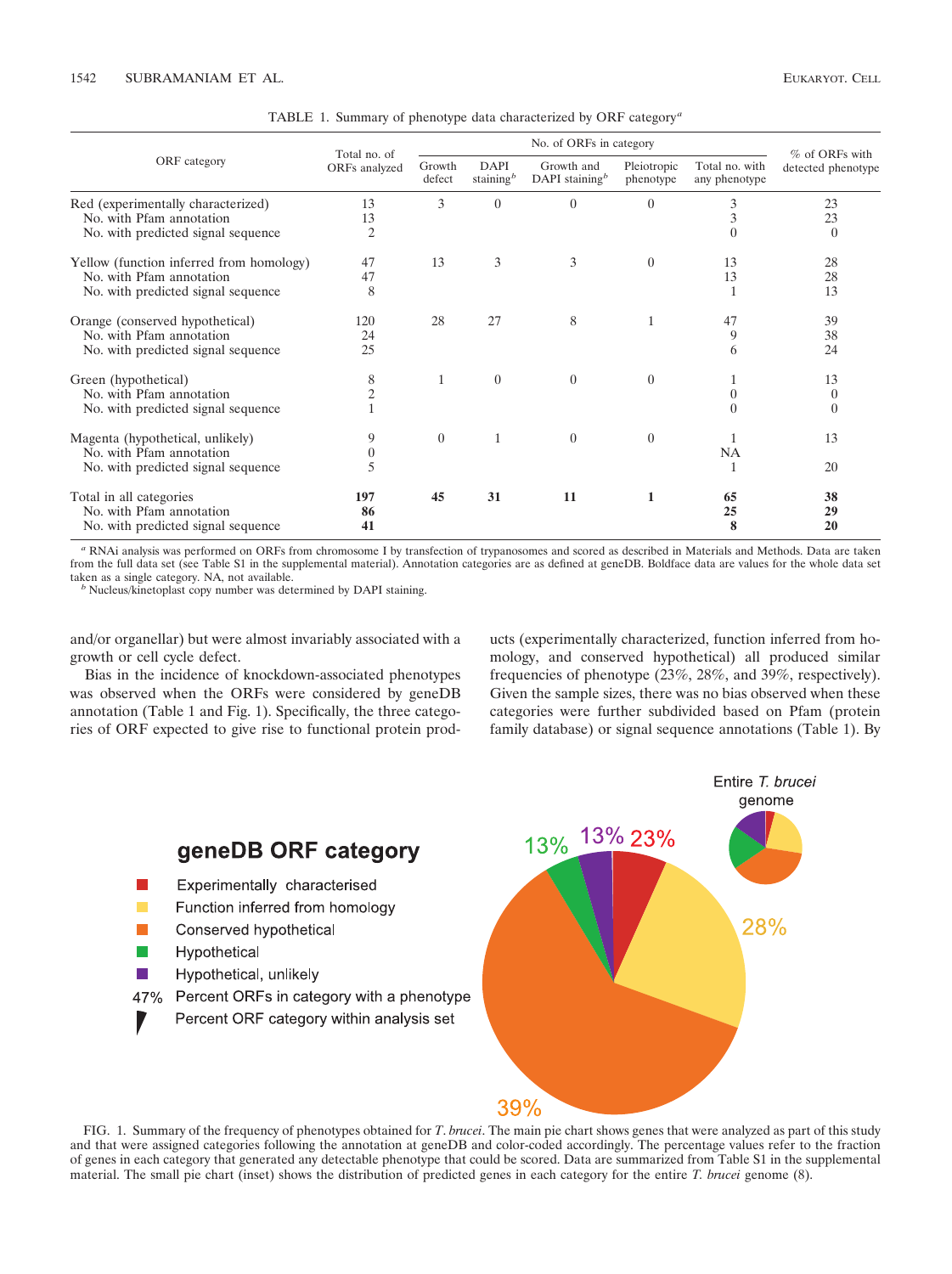TABLE 1. Summary of phenotype data characterized by ORF category[a]

| ORF category | Total no. of ORFs analyzed | No. of ORFs in category | | | | | % of ORFs with detected phenotype |
|---|---|---|---|---|---|---|---|
| | | Growth defect | DAPI staining[b] | Growth and DAPI staining[b] | Pleiotropic phenotype | Total no. with any phenotype | |
| Red (experimentally characterized) | 13 | 3 | 0 | 0 | 0 | 3 | 23 |
| No. with Pfam annotation | 13 | | | | | 3 | 23 |
| No. with predicted signal sequence | 2 | | | | | 0 | 0 |
| Yellow (function inferred from homology) | 47 | 13 | 3 | 3 | 0 | 13 | 28 |
| No. with Pfam annotation | 47 | | | | | 13 | 28 |
| No. with predicted signal sequence | 8 | | | | | 1 | 13 |
| Orange (conserved hypothetical) | 120 | 28 | 27 | 8 | 1 | 47 | 39 |
| No. with Pfam annotation | 24 | | | | | 9 | 38 |
| No. with predicted signal sequence | 25 | | | | | 6 | 24 |
| Green (hypothetical) | 8 | 1 | 0 | 0 | 0 | 1 | 13 |
| No. with Pfam annotation | 2 | | | | | 0 | 0 |
| No. with predicted signal sequence | 1 | | | | | 0 | 0 |
| Magenta (hypothetical, unlikely) | 9 | 0 | 1 | 0 | 0 | 1 | 13 |
| No. with Pfam annotation | 0 | | | | | NA | |
| No. with predicted signal sequence | 5 | | | | | 1 | 20 |
| Total in all categories | **197** | **45** | **31** | **11** | **1** | **65** | **38** |
| No. with Pfam annotation | **86** | | | | | **25** | **29** |
| No. with predicted signal sequence | **41** | | | | | **8** | **20** |

[a] RNAi analysis was performed on ORFs from chromosome I by transfection of trypanosomes and scored as described in Materials and Methods. Data are taken from the full data set (see Table S1 in the supplemental material). Annotation categories are as defined at geneDB. Boldface data are values for the whole data set taken as a single category. NA, not available.

[b] Nucleus/kinetoplast copy number was determined by DAPI staining.

and/or organellar) but were almost invariably associated with a growth or cell cycle defect.

Bias in the incidence of knockdown-associated phenotypes was observed when the ORFs were considered by geneDB annotation (Table 1 and Fig. 1). Specifically, the three categories of ORF expected to give rise to functional protein products (experimentally characterized, function inferred from homology, and conserved hypothetical) all produced similar frequencies of phenotype (23%, 28%, and 39%, respectively). Given the sample sizes, there was no bias observed when these categories were further subdivided based on Pfam (protein family database) or signal sequence annotations (Table 1). By

FIG. 1. Summary of the frequency of phenotypes obtained for *T. brucei*. The main pie chart shows genes that were analyzed as part of this study and that were assigned categories following the annotation at geneDB and color-coded accordingly. The percentage values refer to the fraction of genes in each category that generated any detectable phenotype that could be scored. Data are summarized from Table S1 in the supplemental material. The small pie chart (inset) shows the distribution of predicted genes in each category for the entire *T. brucei* genome (8).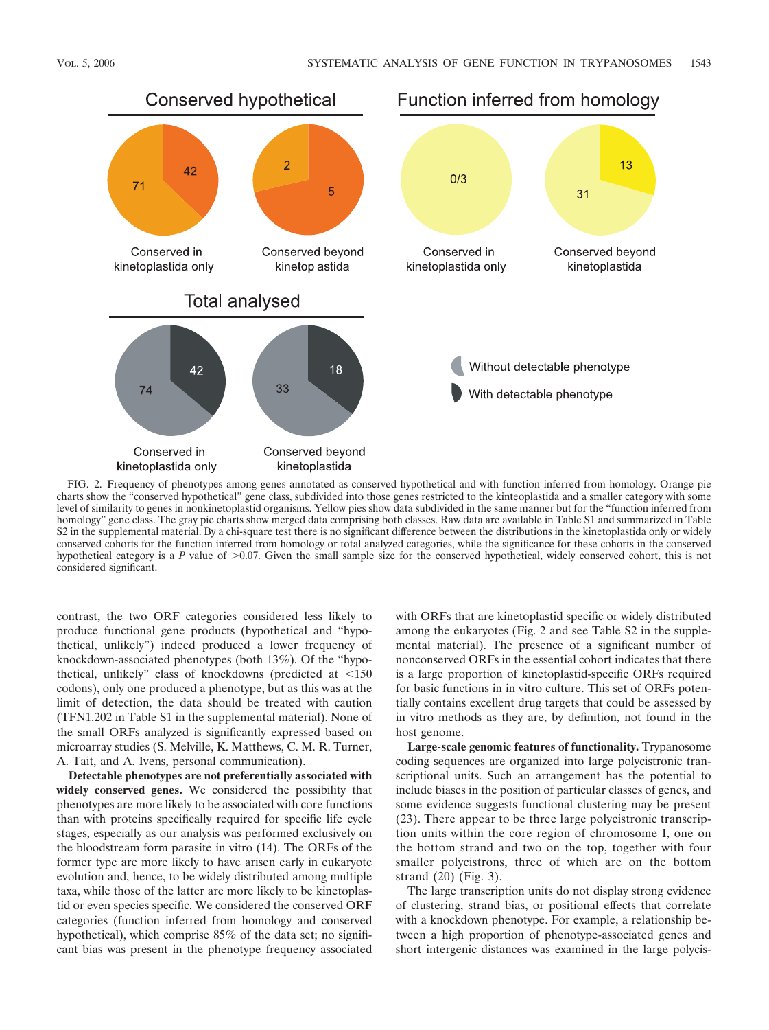FIG. 2. Frequency of phenotypes among genes annotated as conserved hypothetical and with function inferred from homology. Orange pie charts show the "conserved hypothetical" gene class, subdivided into those genes restricted to the kinteoplastida and a smaller category with some level of similarity to genes in nonkinetoplastid organisms. Yellow pies show data subdivided in the same manner but for the "function inferred from homology" gene class. The gray pie charts show merged data comprising both classes. Raw data are available in Table S1 and summarized in Table S2 in the supplemental material. By a chi-square test there is no significant difference between the distributions in the kinetoplastida only or widely conserved cohorts for the function inferred from homology or total analyzed categories, while the significance for these cohorts in the conserved hypothetical category is a $P$ value of >0.07. Given the small sample size for the conserved hypothetical, widely conserved cohort, this is not considered significant.

contrast, the two ORF categories considered less likely to produce functional gene products (hypothetical and "hypothetical, unlikely") indeed produced a lower frequency of knockdown-associated phenotypes (both 13%). Of the "hypothetical, unlikely" class of knockdowns (predicted at <150 codons), only one produced a phenotype, but as this was at the limit of detection, the data should be treated with caution (TFN1.202 in Table S1 in the supplemental material). None of the small ORFs analyzed is significantly expressed based on microarray studies (S. Melville, K. Matthews, C. M. R. Turner, A. Tait, and A. Ivens, personal communication).

**Detectable phenotypes are not preferentially associated with widely conserved genes.** We considered the possibility that phenotypes are more likely to be associated with core functions than with proteins specifically required for specific life cycle stages, especially as our analysis was performed exclusively on the bloodstream form parasite in vitro (14). The ORFs of the former type are more likely to have arisen early in eukaryote evolution and, hence, to be widely distributed among multiple taxa, while those of the latter are more likely to be kinetoplastid or even species specific. We considered the conserved ORF categories (function inferred from homology and conserved hypothetical), which comprise 85% of the data set; no significant bias was present in the phenotype frequency associated with ORFs that are kinetoplastid specific or widely distributed among the eukaryotes (Fig. 2 and see Table S2 in the supplemental material). The presence of a significant number of nonconserved ORFs in the essential cohort indicates that there is a large proportion of kinetoplastid-specific ORFs required for basic functions in in vitro culture. This set of ORFs potentially contains excellent drug targets that could be assessed by in vitro methods as they are, by definition, not found in the host genome.

**Large-scale genomic features of functionality.** Trypanosome coding sequences are organized into large polycistronic transcriptional units. Such an arrangement has the potential to include biases in the position of particular classes of genes, and some evidence suggests functional clustering may be present (23). There appear to be three large polycistronic transcription units within the core region of chromosome I, one on the bottom strand and two on the top, together with four smaller polycistrons, three of which are on the bottom strand (20) (Fig. 3).

The large transcription units do not display strong evidence of clustering, strand bias, or positional effects that correlate with a knockdown phenotype. For example, a relationship between a high proportion of phenotype-associated genes and short intergenic distances was examined in the large polycis-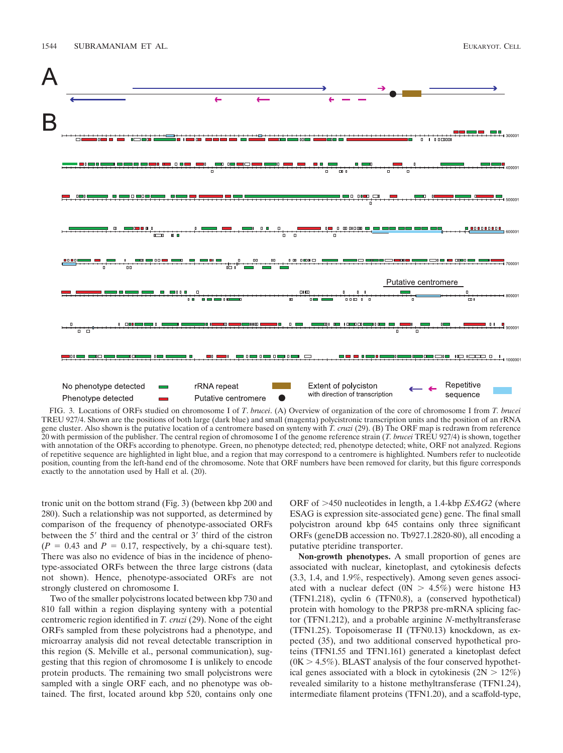FIG. 3. Locations of ORFs studied on chromosome I of *T. brucei*. (A) Overview of organization of the core of chromosome I from *T. brucei* TREU 927/4. Shown are the positions of both large (dark blue) and small (magenta) polycistronic transcription units and the position of an rRNA gene cluster. Also shown is the putative location of a centromere based on synteny with *T. cruzi* (29). (B) The ORF map is redrawn from reference 20 with permission of the publisher. The central region of chromosome I of the genome reference strain (*T. brucei* TREU 927/4) is shown, together with annotation of the ORFs according to phenotype. Green, no phenotype detected; red, phenotype detected; white, ORF not analyzed. Regions of repetitive sequence are highlighted in light blue, and a region that may correspond to a centromere is highlighted. Numbers refer to nucleotide position, counting from the left-hand end of the chromosome. Note that ORF numbers have been removed for clarity, but this figure corresponds exactly to the annotation used by Hall et al. (20).

tronic unit on the bottom strand (Fig. 3) (between kbp 200 and 280). Such a relationship was not supported, as determined by comparison of the frequency of phenotype-associated ORFs between the 5′ third and the central or 3′ third of the cistron ($P = 0.43$ and $P = 0.17$, respectively, by a chi-square test). There was also no evidence of bias in the incidence of phenotype-associated ORFs between the three large cistrons (data not shown). Hence, phenotype-associated ORFs are not strongly clustered on chromosome I.

Two of the smaller polycistrons located between kbp 730 and 810 fall within a region displaying synteny with a potential centromeric region identified in *T. cruzi* (29). None of the eight ORFs sampled from these polycistrons had a phenotype, and microarray analysis did not reveal detectable transcription in this region (S. Melville et al., personal communication), suggesting that this region of chromosome I is unlikely to encode protein products. The remaining two small polycistrons were sampled with a single ORF each, and no phenotype was obtained. The first, located around kbp 520, contains only one ORF of >450 nucleotides in length, a 1.4-kbp *ESAG2* (where ESAG is expression site-associated gene) gene. The final small polycistron around kbp 645 contains only three significant ORFs (geneDB accession no. Tb927.1.2820-80), all encoding a putative pteridine transporter.

**Non-growth phenotypes.** A small proportion of genes are associated with nuclear, kinetoplast, and cytokinesis defects (3.3, 1.4, and 1.9%, respectively). Among seven genes associated with a nuclear defect (0N > 4.5%) were histone H3 (TFN1.218), cyclin 6 (TFN0.8), a (conserved hypothetical) protein with homology to the PRP38 pre-mRNA splicing factor (TFN1.212), and a probable arginine *N*-methyltransferase (TFN1.25). Topoisomerase II (TFN0.13) knockdown, as expected (35), and two additional conserved hypothetical proteins (TFN1.55 and TFN1.161) generated a kinetoplast defect (0K > 4.5%). BLAST analysis of the four conserved hypothetical genes associated with a block in cytokinesis (2N > 12%) revealed similarity to a histone methyltransferase (TFN1.24), intermediate filament proteins (TFN1.20), and a scaffold-type,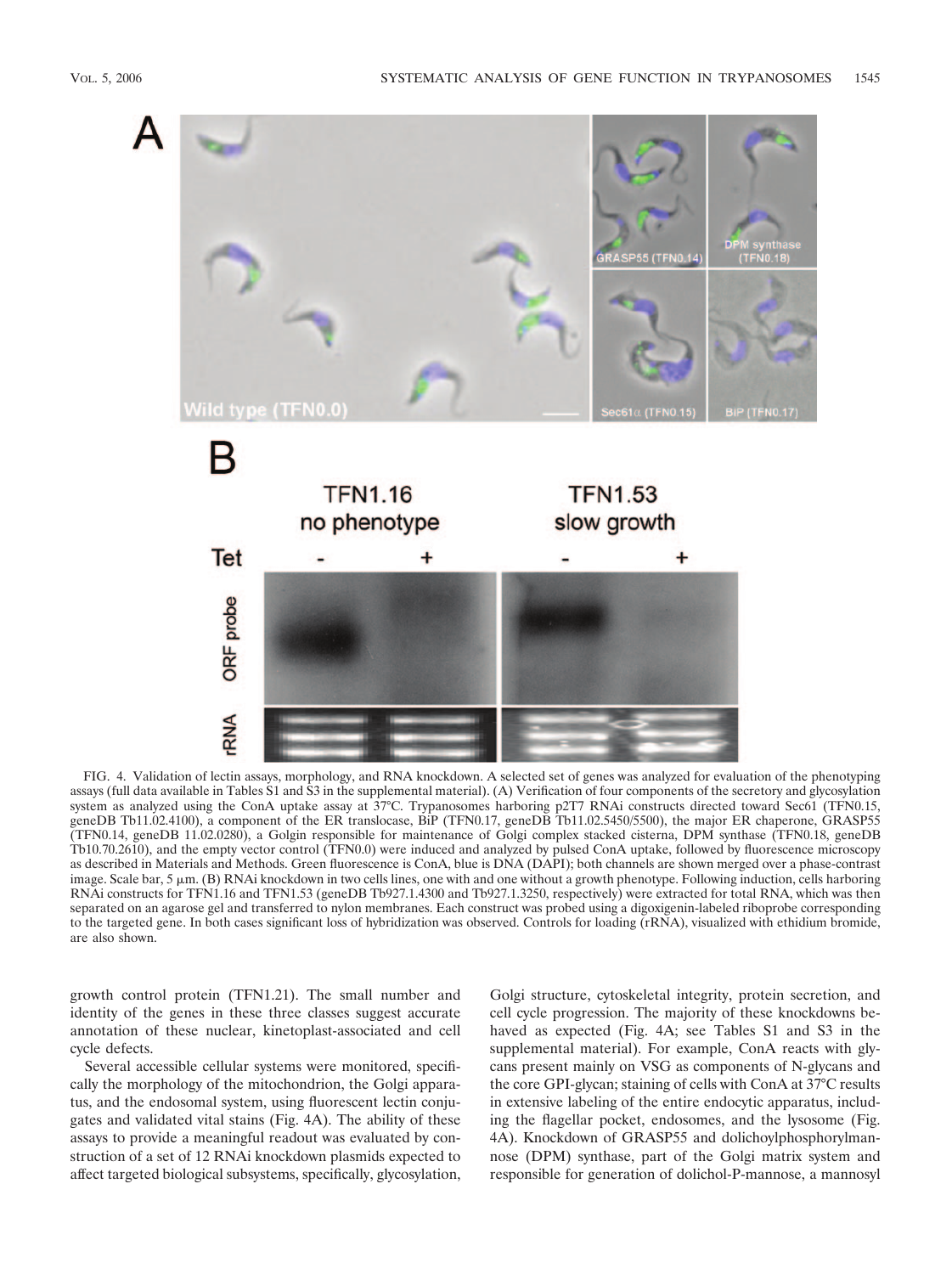FIG. 4. Validation of lectin assays, morphology, and RNA knockdown. A selected set of genes was analyzed for evaluation of the phenotyping assays (full data available in Tables S1 and S3 in the supplemental material). (A) Verification of four components of the secretory and glycosylation system as analyzed using the ConA uptake assay at 37°C. Trypanosomes harboring p2T7 RNAi constructs directed toward Sec61 (TFN0.15, geneDB Tb11.02.4100), a component of the ER translocase, BiP (TFN0.17, geneDB Tb11.02.5450/5500), the major ER chaperone, GRASP55 (TFN0.14, geneDB 11.02.0280), a Golgin responsible for maintenance of Golgi complex stacked cisterna, DPM synthase (TFN0.18, geneDB Tb10.70.2610), and the empty vector control (TFN0.0) were induced and analyzed by pulsed ConA uptake, followed by fluorescence microscopy as described in Materials and Methods. Green fluorescence is ConA, blue is DNA (DAPI); both channels are shown merged over a phase-contrast image. Scale bar, 5 μm. (B) RNAi knockdown in two cells lines, one with and one without a growth phenotype. Following induction, cells harboring RNAi constructs for TFN1.16 and TFN1.53 (geneDB Tb927.1.4300 and Tb927.1.3250, respectively) were extracted for total RNA, which was then separated on an agarose gel and transferred to nylon membranes. Each construct was probed using a digoxigenin-labeled riboprobe corresponding to the targeted gene. In both cases significant loss of hybridization was observed. Controls for loading (rRNA), visualized with ethidium bromide, are also shown.

growth control protein (TFN1.21). The small number and identity of the genes in these three classes suggest accurate annotation of these nuclear, kinetoplast-associated and cell cycle defects.

Several accessible cellular systems were monitored, specifically the morphology of the mitochondrion, the Golgi apparatus, and the endosomal system, using fluorescent lectin conjugates and validated vital stains (Fig. 4A). The ability of these assays to provide a meaningful readout was evaluated by construction of a set of 12 RNAi knockdown plasmids expected to affect targeted biological subsystems, specifically, glycosylation, Golgi structure, cytoskeletal integrity, protein secretion, and cell cycle progression. The majority of these knockdowns behaved as expected (Fig. 4A; see Tables S1 and S3 in the supplemental material). For example, ConA reacts with glycans present mainly on VSG as components of N-glycans and the core GPI-glycan; staining of cells with ConA at 37°C results in extensive labeling of the entire endocytic apparatus, including the flagellar pocket, endosomes, and the lysosome (Fig. 4A). Knockdown of GRASP55 and dolichoylphosphorylmannose (DPM) synthase, part of the Golgi matrix system and responsible for generation of dolichol-P-mannose, a mannosyl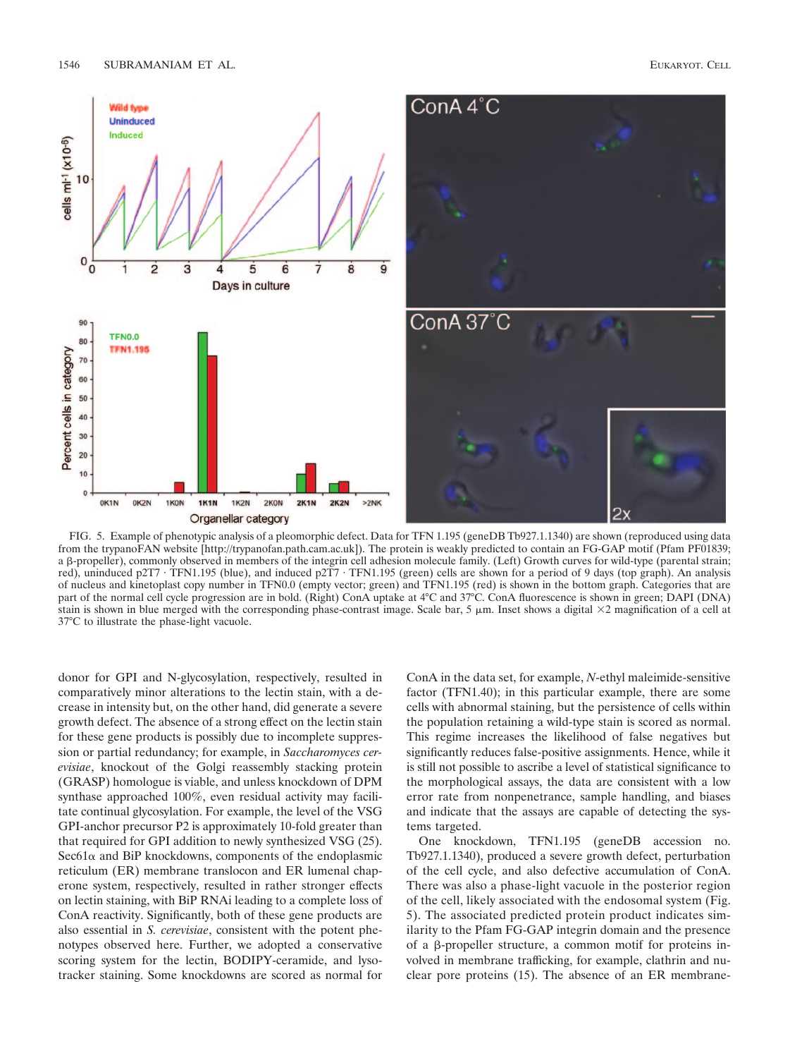FIG. 5. Example of phenotypic analysis of a pleomorphic defect. Data for TFN 1.195 (geneDB Tb927.1.1340) are shown (reproduced using data from the trypanoFAN website [http://trypanofan.path.cam.ac.uk]). The protein is weakly predicted to contain an FG-GAP motif (Pfam PF01839; a β-propeller), commonly observed in members of the integrin cell adhesion molecule family. (Left) Growth curves for wild-type (parental strain; red), uninduced p2T7 · TFN1.195 (blue), and induced p2T7 · TFN1.195 (green) cells are shown for a period of 9 days (top graph). An analysis of nucleus and kinetoplast copy number in TFN0.0 (empty vector; green) and TFN1.195 (red) is shown in the bottom graph. Categories that are part of the normal cell cycle progression are in bold. (Right) ConA uptake at 4°C and 37°C. ConA fluorescence is shown in green; DAPI (DNA) stain is shown in blue merged with the corresponding phase-contrast image. Scale bar, 5 μm. Inset shows a digital ×2 magnification of a cell at 37°C to illustrate the phase-light vacuole.

donor for GPI and N-glycosylation, respectively, resulted in comparatively minor alterations to the lectin stain, with a decrease in intensity but, on the other hand, did generate a severe growth defect. The absence of a strong effect on the lectin stain for these gene products is possibly due to incomplete suppression or partial redundancy; for example, in *Saccharomyces cerevisiae*, knockout of the Golgi reassembly stacking protein (GRASP) homologue is viable, and unless knockdown of DPM synthase approached 100%, even residual activity may facilitate continual glycosylation. For example, the level of the VSG GPI-anchor precursor P2 is approximately 10-fold greater than that required for GPI addition to newly synthesized VSG (25). Sec61α and BiP knockdowns, components of the endoplasmic reticulum (ER) membrane translocon and ER lumenal chaperone system, respectively, resulted in rather stronger effects on lectin staining, with BiP RNAi leading to a complete loss of ConA reactivity. Significantly, both of these gene products are also essential in *S. cerevisiae*, consistent with the potent phenotypes observed here. Further, we adopted a conservative scoring system for the lectin, BODIPY-ceramide, and lysotracker staining. Some knockdowns are scored as normal for ConA in the data set, for example, *N*-ethyl maleimide-sensitive factor (TFN1.40); in this particular example, there are some cells with abnormal staining, but the persistence of cells within the population retaining a wild-type stain is scored as normal. This regime increases the likelihood of false negatives but significantly reduces false-positive assignments. Hence, while it is still not possible to ascribe a level of statistical significance to the morphological assays, the data are consistent with a low error rate from nonpenetrance, sample handling, and biases and indicate that the assays are capable of detecting the systems targeted.

One knockdown, TFN1.195 (geneDB accession no. Tb927.1.1340), produced a severe growth defect, perturbation of the cell cycle, and also defective accumulation of ConA. There was also a phase-light vacuole in the posterior region of the cell, likely associated with the endosomal system (Fig. 5). The associated predicted protein product indicates similarity to the Pfam FG-GAP integrin domain and the presence of a β-propeller structure, a common motif for proteins involved in membrane trafficking, for example, clathrin and nuclear pore proteins (15). The absence of an ER membrane-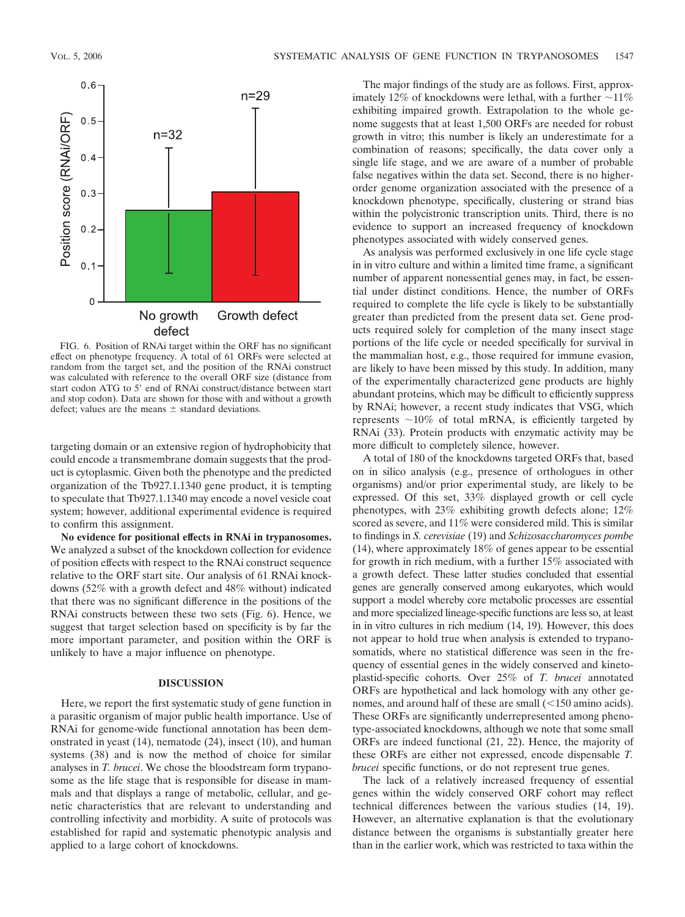FIG. 6. Position of RNAi target within the ORF has no significant effect on phenotype frequency. A total of 61 ORFs were selected at random from the target set, and the position of the RNAi construct was calculated with reference to the overall ORF size (distance from start codon ATG to 5′ end of RNAi construct/distance between start and stop codon). Data are shown for those with and without a growth defect; values are the means ± standard deviations.

targeting domain or an extensive region of hydrophobicity that could encode a transmembrane domain suggests that the product is cytoplasmic. Given both the phenotype and the predicted organization of the Tb927.1.1340 gene product, it is tempting to speculate that Tb927.1.1340 may encode a novel vesicle coat system; however, additional experimental evidence is required to confirm this assignment.

**No evidence for positional effects in RNAi in trypanosomes.** We analyzed a subset of the knockdown collection for evidence of position effects with respect to the RNAi construct sequence relative to the ORF start site. Our analysis of 61 RNAi knockdowns (52% with a growth defect and 48% without) indicated that there was no significant difference in the positions of the RNAi constructs between these two sets (Fig. 6). Hence, we suggest that target selection based on specificity is by far the more important parameter, and position within the ORF is unlikely to have a major influence on phenotype.

## DISCUSSION

Here, we report the first systematic study of gene function in a parasitic organism of major public health importance. Use of RNAi for genome-wide functional annotation has been demonstrated in yeast (14), nematode (24), insect (10), and human systems (38) and is now the method of choice for similar analyses in *T. brucei*. We chose the bloodstream form trypanosome as the life stage that is responsible for disease in mammals and that displays a range of metabolic, cellular, and genetic characteristics that are relevant to understanding and controlling infectivity and morbidity. A suite of protocols was established for rapid and systematic phenotypic analysis and applied to a large cohort of knockdowns.

The major findings of the study are as follows. First, approximately 12% of knockdowns were lethal, with a further ~11% exhibiting impaired growth. Extrapolation to the whole genome suggests that at least 1,500 ORFs are needed for robust growth in vitro; this number is likely an underestimate for a combination of reasons; specifically, the data cover only a single life stage, and we are aware of a number of probable false negatives within the data set. Second, there is no higher-order genome organization associated with the presence of a knockdown phenotype, specifically, clustering or strand bias within the polycistronic transcription units. Third, there is no evidence to support an increased frequency of knockdown phenotypes associated with widely conserved genes.

As analysis was performed exclusively in one life cycle stage in in vitro culture and within a limited time frame, a significant number of apparent nonessential genes may, in fact, be essential under distinct conditions. Hence, the number of ORFs required to complete the life cycle is likely to be substantially greater than predicted from the present data set. Gene products required solely for completion of the many insect stage portions of the life cycle or needed specifically for survival in the mammalian host, e.g., those required for immune evasion, are likely to have been missed by this study. In addition, many of the experimentally characterized gene products are highly abundant proteins, which may be difficult to efficiently suppress by RNAi; however, a recent study indicates that VSG, which represents ~10% of total mRNA, is efficiently targeted by RNAi (33). Protein products with enzymatic activity may be more difficult to completely silence, however.

A total of 180 of the knockdowns targeted ORFs that, based on in silico analysis (e.g., presence of orthologues in other organisms) and/or prior experimental study, are likely to be expressed. Of this set, 33% displayed growth or cell cycle phenotypes, with 23% exhibiting growth defects alone; 12% scored as severe, and 11% were considered mild. This is similar to findings in *S. cerevisiae* (19) and *Schizosaccharomyces pombe* (14), where approximately 18% of genes appear to be essential for growth in rich medium, with a further 15% associated with a growth defect. These latter studies concluded that essential genes are generally conserved among eukaryotes, which would support a model whereby core metabolic processes are essential and more specialized lineage-specific functions are less so, at least in in vitro cultures in rich medium (14, 19). However, this does not appear to hold true when analysis is extended to trypanosomatids, where no statistical difference was seen in the frequency of essential genes in the widely conserved and kinetoplastid-specific cohorts. Over 25% of *T. brucei* annotated ORFs are hypothetical and lack homology with any other genomes, and around half of these are small (<150 amino acids). These ORFs are significantly underrepresented among phenotype-associated knockdowns, although we note that some small ORFs are indeed functional (21, 22). Hence, the majority of these ORFs are either not expressed, encode dispensable *T. brucei* specific functions, or do not represent true genes.

The lack of a relatively increased frequency of essential genes within the widely conserved ORF cohort may reflect technical differences between the various studies (14, 19). However, an alternative explanation is that the evolutionary distance between the organisms is substantially greater here than in the earlier work, which was restricted to taxa within the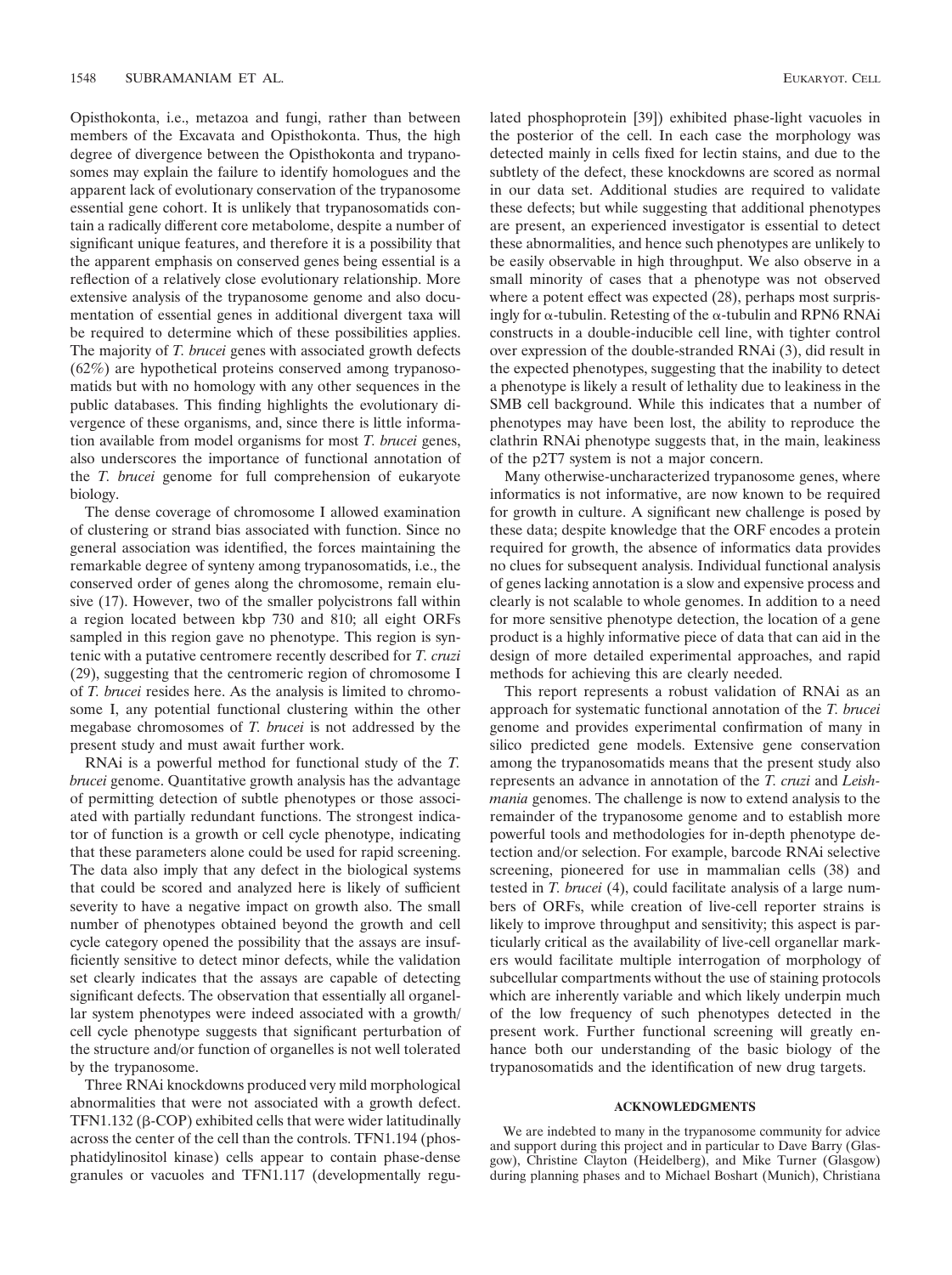Opisthokonta, i.e., metazoa and fungi, rather than between members of the Excavata and Opisthokonta. Thus, the high degree of divergence between the Opisthokonta and trypanosomes may explain the failure to identify homologues and the apparent lack of evolutionary conservation of the trypanosome essential gene cohort. It is unlikely that trypanosomatids contain a radically different core metabolome, despite a number of significant unique features, and therefore it is a possibility that the apparent emphasis on conserved genes being essential is a reflection of a relatively close evolutionary relationship. More extensive analysis of the trypanosome genome and also documentation of essential genes in additional divergent taxa will be required to determine which of these possibilities applies. The majority of *T. brucei* genes with associated growth defects (62%) are hypothetical proteins conserved among trypanosomatids but with no homology with any other sequences in the public databases. This finding highlights the evolutionary divergence of these organisms, and, since there is little information available from model organisms for most *T. brucei* genes, also underscores the importance of functional annotation of the *T. brucei* genome for full comprehension of eukaryote biology.

The dense coverage of chromosome I allowed examination of clustering or strand bias associated with function. Since no general association was identified, the forces maintaining the remarkable degree of synteny among trypanosomatids, i.e., the conserved order of genes along the chromosome, remain elusive (17). However, two of the smaller polycistrons fall within a region located between kbp 730 and 810; all eight ORFs sampled in this region gave no phenotype. This region is syntenic with a putative centromere recently described for *T. cruzi* (29), suggesting that the centromeric region of chromosome I of *T. brucei* resides here. As the analysis is limited to chromosome I, any potential functional clustering within the other megabase chromosomes of *T. brucei* is not addressed by the present study and must await further work.

RNAi is a powerful method for functional study of the *T. brucei* genome. Quantitative growth analysis has the advantage of permitting detection of subtle phenotypes or those associated with partially redundant functions. The strongest indicator of function is a growth or cell cycle phenotype, indicating that these parameters alone could be used for rapid screening. The data also imply that any defect in the biological systems that could be scored and analyzed here is likely of sufficient severity to have a negative impact on growth also. The small number of phenotypes obtained beyond the growth and cell cycle category opened the possibility that the assays are insufficiently sensitive to detect minor defects, while the validation set clearly indicates that the assays are capable of detecting significant defects. The observation that essentially all organellar system phenotypes were indeed associated with a growth/cell cycle phenotype suggests that significant perturbation of the structure and/or function of organelles is not well tolerated by the trypanosome.

Three RNAi knockdowns produced very mild morphological abnormalities that were not associated with a growth defect. TFN1.132 (β-COP) exhibited cells that were wider latitudinally across the center of the cell than the controls. TFN1.194 (phosphatidylinositol kinase) cells appear to contain phase-dense granules or vacuoles and TFN1.117 (developmentally regulated phosphoprotein [39]) exhibited phase-light vacuoles in the posterior of the cell. In each case the morphology was detected mainly in cells fixed for lectin stains, and due to the subtlety of the defect, these knockdowns are scored as normal in our data set. Additional studies are required to validate these defects; but while suggesting that additional phenotypes are present, an experienced investigator is essential to detect these abnormalities, and hence such phenotypes are unlikely to be easily observable in high throughput. We also observe in a small minority of cases that a phenotype was not observed where a potent effect was expected (28), perhaps most surprisingly for α-tubulin. Retesting of the α-tubulin and RPN6 RNAi constructs in a double-inducible cell line, with tighter control over expression of the double-stranded RNAi (3), did result in the expected phenotypes, suggesting that the inability to detect a phenotype is likely a result of lethality due to leakiness in the SMB cell background. While this indicates that a number of phenotypes may have been lost, the ability to reproduce the clathrin RNAi phenotype suggests that, in the main, leakiness of the p2T7 system is not a major concern.

Many otherwise-uncharacterized trypanosome genes, where informatics is not informative, are now known to be required for growth in culture. A significant new challenge is posed by these data; despite knowledge that the ORF encodes a protein required for growth, the absence of informatics data provides no clues for subsequent analysis. Individual functional analysis of genes lacking annotation is a slow and expensive process and clearly is not scalable to whole genomes. In addition to a need for more sensitive phenotype detection, the location of a gene product is a highly informative piece of data that can aid in the design of more detailed experimental approaches, and rapid methods for achieving this are clearly needed.

This report represents a robust validation of RNAi as an approach for systematic functional annotation of the *T. brucei* genome and provides experimental confirmation of many in silico predicted gene models. Extensive gene conservation among the trypanosomatids means that the present study also represents an advance in annotation of the *T. cruzi* and *Leishmania* genomes. The challenge is now to extend analysis to the remainder of the trypanosome genome and to establish more powerful tools and methodologies for in-depth phenotype detection and/or selection. For example, barcode RNAi selective screening, pioneered for use in mammalian cells (38) and tested in *T. brucei* (4), could facilitate analysis of a large numbers of ORFs, while creation of live-cell reporter strains is likely to improve throughput and sensitivity; this aspect is particularly critical as the availability of live-cell organellar markers would facilitate multiple interrogation of morphology of subcellular compartments without the use of staining protocols which are inherently variable and which likely underpin much of the low frequency of such phenotypes detected in the present work. Further functional screening will greatly enhance both our understanding of the basic biology of the trypanosomatids and the identification of new drug targets.

## ACKNOWLEDGMENTS

We are indebted to many in the trypanosome community for advice and support during this project and in particular to Dave Barry (Glasgow), Christine Clayton (Heidelberg), and Mike Turner (Glasgow) during planning phases and to Michael Boshart (Munich), Christiana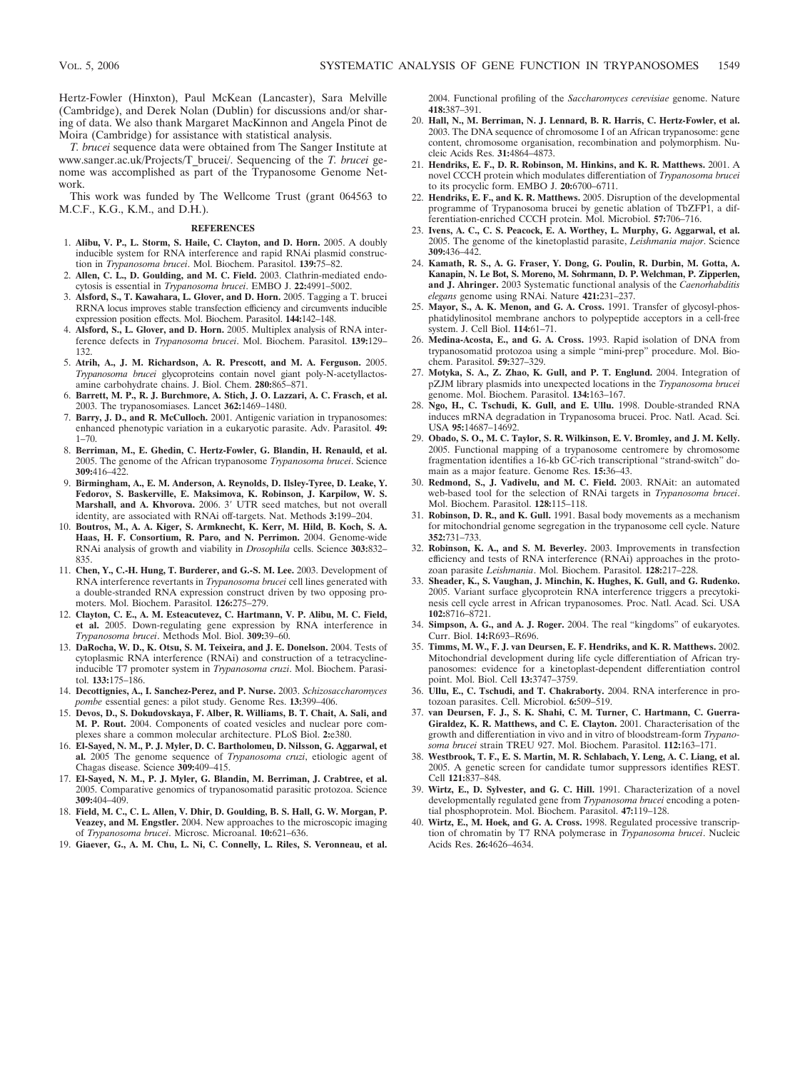Hertz-Fowler (Hinxton), Paul McKean (Lancaster), Sara Melville (Cambridge), and Derek Nolan (Dublin) for discussions and/or sharing of data. We also thank Margaret MacKinnon and Angela Pinot de Moira (Cambridge) for assistance with statistical analysis.

*T. brucei* sequence data were obtained from The Sanger Institute at www.sanger.ac.uk/Projects/T_brucei/. Sequencing of the *T. brucei* genome was accomplished as part of the Trypanosome Genome Network.

This work was funded by The Wellcome Trust (grant 064563 to M.C.F., K.G., K.M., and D.H.).

## REFERENCES

1. **Alibu, V. P., L. Storm, S. Haile, C. Clayton, and D. Horn.** 2005. A doubly inducible system for RNA interference and rapid RNAi plasmid construction in *Trypanosoma brucei*. Mol. Biochem. Parasitol. **139:**75–82.
2. **Allen, C. L., D. Goulding, and M. C. Field.** 2003. Clathrin-mediated endocytosis is essential in *Trypanosoma brucei*. EMBO J. **22:**4991–5002.
3. **Alsford, S., T. Kawahara, L. Glover, and D. Horn.** 2005. Tagging a T. brucei RRNA locus improves stable transfection efficiency and circumvents inducible expression position effects. Mol. Biochem. Parasitol. **144:**142–148.
4. **Alsford, S., L. Glover, and D. Horn.** 2005. Multiplex analysis of RNA interference defects in *Trypanosoma brucei*. Mol. Biochem. Parasitol. **139:**129–132.
5. **Atrih, A., J. M. Richardson, A. R. Prescott, and M. A. Ferguson.** 2005. *Trypanosoma brucei* glycoproteins contain novel giant poly-N-acetyllactosamine carbohydrate chains. J. Biol. Chem. **280:**865–871.
6. **Barrett, M. P., R. J. Burchmore, A. Stich, J. O. Lazzari, A. C. Frasch, et al.** 2003. The trypanosomiases. Lancet **362:**1469–1480.
7. **Barry, J. D., and R. McCulloch.** 2001. Antigenic variation in trypanosomes: enhanced phenotypic variation in a eukaryotic parasite. Adv. Parasitol. **49:**1–70.
8. **Berriman, M., E. Ghedin, C. Hertz-Fowler, G. Blandin, H. Renauld, et al.** 2005. The genome of the African trypanosome *Trypanosoma brucei*. Science **309:**416–422.
9. **Birmingham, A., E. M. Anderson, A. Reynolds, D. Ilsley-Tyree, D. Leake, Y. Fedorov, S. Baskerville, E. Maksimova, K. Robinson, J. Karpilow, W. S. Marshall, and A. Khvorova.** 2006. 3′ UTR seed matches, but not overall identity, are associated with RNAi off-targets. Nat. Methods **3:**199–204.
10. **Boutros, M., A. A. Kiger, S. Armknecht, K. Kerr, M. Hild, B. Koch, S. A. Haas, H. F. Consortium, R. Paro, and N. Perrimon.** 2004. Genome-wide RNAi analysis of growth and viability in *Drosophila* cells. Science **303:**832–835.
11. **Chen, Y., C.-H. Hung, T. Burderer, and G.-S. M. Lee.** 2003. Development of RNA interference revertants in *Trypanosoma brucei* cell lines generated with a double-stranded RNA expression construct driven by two opposing promoters. Mol. Biochem. Parasitol. **126:**275–279.
12. **Clayton, C. E., A. M. Esteacutevez, C. Hartmann, V. P. Alibu, M. C. Field, et al.** 2005. Down-regulating gene expression by RNA interference in *Trypanosoma brucei*. Methods Mol. Biol. **309:**39–60.
13. **DaRocha, W. D., K. Otsu, S. M. Teixeira, and J. E. Donelson.** 2004. Tests of cytoplasmic RNA interference (RNAi) and construction of a tetracycline-inducible T7 promoter system in *Trypanosoma cruzi*. Mol. Biochem. Parasitol. **133:**175–186.
14. **Decottignies, A., I. Sanchez-Perez, and P. Nurse.** 2003. *Schizosaccharomyces pombe* essential genes: a pilot study. Genome Res. **13:**399–406.
15. **Devos, D., S. Dokudovskaya, F. Alber, R. Williams, B. T. Chait, A. Sali, and M. P. Rout.** 2004. Components of coated vesicles and nuclear pore complexes share a common molecular architecture. PLoS Biol. **2:**e380.
16. **El-Sayed, N. M., P. J. Myler, D. C. Bartholomeu, D. Nilsson, G. Aggarwal, et al.** 2005 The genome sequence of *Trypanosoma cruzi*, etiologic agent of Chagas disease. Science **309:**409–415.
17. **El-Sayed, N. M., P. J. Myler, G. Blandin, M. Berriman, J. Crabtree, et al.** 2005. Comparative genomics of trypanosomatid parasitic protozoa. Science **309:**404–409.
18. **Field, M. C., C. L. Allen, V. Dhir, D. Goulding, B. S. Hall, G. W. Morgan, P. Veazey, and M. Engstler.** 2004. New approaches to the microscopic imaging of *Trypanosoma brucei*. Microsc. Microanal. **10:**621–636.
19. **Giaever, G., A. M. Chu, L. Ni, C. Connelly, L. Riles, S. Veronneau, et al.** 2004. Functional profiling of the *Saccharomyces cerevisiae* genome. Nature **418:**387–391.
20. **Hall, N., M. Berriman, N. J. Lennard, B. R. Harris, C. Hertz-Fowler, et al.** 2003. The DNA sequence of chromosome I of an African trypanosome: gene content, chromosome organisation, recombination and polymorphism. Nucleic Acids Res. **31:**4864–4873.
21. **Hendriks, E. F., D. R. Robinson, M. Hinkins, and K. R. Matthews.** 2001. A novel CCCH protein which modulates differentiation of *Trypanosoma brucei* to its procyclic form. EMBO J. **20:**6700–6711.
22. **Hendriks, E. F., and K. R. Matthews.** 2005. Disruption of the developmental programme of Trypanosoma brucei by genetic ablation of TbZFP1, a differentiation-enriched CCCH protein. Mol. Microbiol. **57:**706–716.
23. **Ivens, A. C., C. S. Peacock, E. A. Worthey, L. Murphy, G. Aggarwal, et al.** 2005. The genome of the kinetoplastid parasite, *Leishmania major*. Science **309:**436–442.
24. **Kamath, R. S., A. G. Fraser, Y. Dong, G. Poulin, R. Durbin, M. Gotta, A. Kanapin, N. Le Bot, S. Moreno, M. Sohrmann, D. P. Welchman, P. Zipperlen, and J. Ahringer.** 2003 Systematic functional analysis of the *Caenorhabditis elegans* genome using RNAi. Nature **421:**231–237.
25. **Mayor, S., A. K. Menon, and G. A. Cross.** 1991. Transfer of glycosyl-phosphatidylinositol membrane anchors to polypeptide acceptors in a cell-free system. J. Cell Biol. **114:**61–71.
26. **Medina-Acosta, E., and G. A. Cross.** 1993. Rapid isolation of DNA from trypanosomatid protozoa using a simple "mini-prep" procedure. Mol. Biochem. Parasitol. **59:**327–329.
27. **Motyka, S. A., Z. Zhao, K. Gull, and P. T. Englund.** 2004. Integration of pZJM library plasmids into unexpected locations in the *Trypanosoma brucei* genome. Mol. Biochem. Parasitol. **134:**163–167.
28. **Ngo, H., C. Tschudi, K. Gull, and E. Ullu.** 1998. Double-stranded RNA induces mRNA degradation in Trypanosoma brucei. Proc. Natl. Acad. Sci. USA **95:**14687–14692.
29. **Obado, S. O., M. C. Taylor, S. R. Wilkinson, E. V. Bromley, and J. M. Kelly.** 2005. Functional mapping of a trypanosome centromere by chromosome fragmentation identifies a 16-kb GC-rich transcriptional "strand-switch" domain as a major feature. Genome Res. **15:**36–43.
30. **Redmond, S., J. Vadivelu, and M. C. Field.** 2003. RNAit: an automated web-based tool for the selection of RNAi targets in *Trypanosoma brucei*. Mol. Biochem. Parasitol. **128:**115–118.
31. **Robinson, D. R., and K. Gull.** 1991. Basal body movements as a mechanism for mitochondrial genome segregation in the trypanosome cell cycle. Nature **352:**731–733.
32. **Robinson, K. A., and S. M. Beverley.** 2003. Improvements in transfection efficiency and tests of RNA interference (RNAi) approaches in the protozoan parasite *Leishmania*. Mol. Biochem. Parasitol. **128:**217–228.
33. **Sheader, K., S. Vaughan, J. Minchin, K. Hughes, K. Gull, and G. Rudenko.** 2005. Variant surface glycoprotein RNA interference triggers a precytokinesis cell cycle arrest in African trypanosomes. Proc. Natl. Acad. Sci. USA **102:**8716–8721.
34. **Simpson, A. G., and A. J. Roger.** 2004. The real "kingdoms" of eukaryotes. Curr. Biol. **14:**R693–R696.
35. **Timms, M. W., F. J. van Deursen, E. F. Hendriks, and K. R. Matthews.** 2002. Mitochondrial development during life cycle differentiation of African trypanosomes: evidence for a kinetoplast-dependent differentiation control point. Mol. Biol. Cell **13:**3747–3759.
36. **Ullu, E., C. Tschudi, and T. Chakraborty.** 2004. RNA interference in protozoan parasites. Cell. Microbiol. **6:**509–519.
37. **van Deursen, F. J., S. K. Shahi, C. M. Turner, C. Hartmann, C. Guerra-Giraldez, K. R. Matthews, and C. E. Clayton.** 2001. Characterisation of the growth and differentiation in vivo and in vitro of bloodstream-form *Trypanosoma brucei* strain TREU 927. Mol. Biochem. Parasitol. **112:**163–171.
38. **Westbrook, T. F., E. S. Martin, M. R. Schlabach, Y. Leng, A. C. Liang, et al.** 2005. A genetic screen for candidate tumor suppressors identifies REST. Cell **121:**837–848.
39. **Wirtz, E., D. Sylvester, and G. C. Hill.** 1991. Characterization of a novel developmentally regulated gene from *Trypanosoma brucei* encoding a potential phosphoprotein. Mol. Biochem. Parasitol. **47:**119–128.
40. **Wirtz, E., M. Hoek, and G. A. Cross.** 1998. Regulated processive transcription of chromatin by T7 RNA polymerase in *Trypanosoma brucei*. Nucleic Acids Res. **26:**4626–4634.